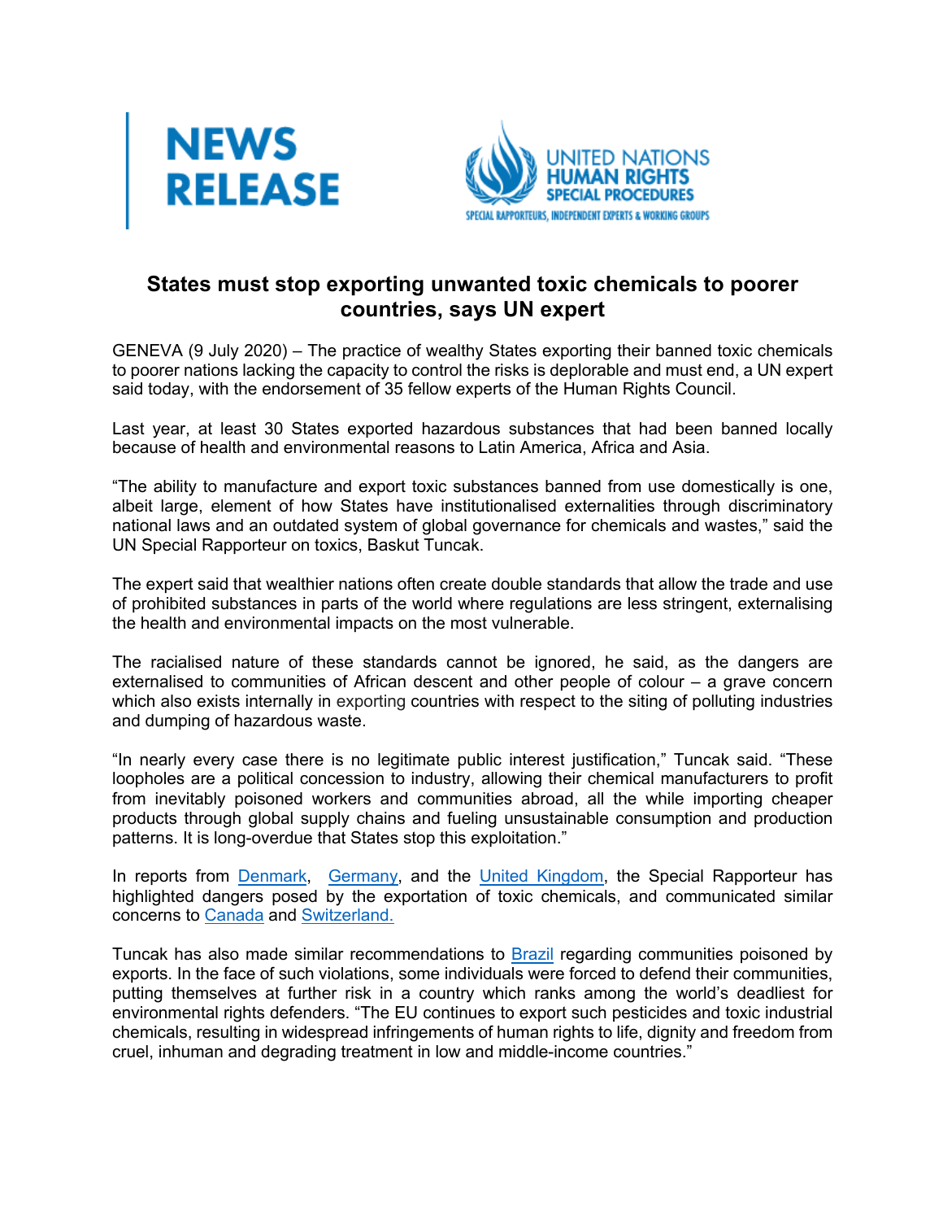NEWS RELEASE

UNITED NATIONS HUMAN RIGHTS SPECIAL PROCEDURES

SPECIAL RAPPORTEURS, INDEPENDENT EXPERTS & WORKING GROUPS

# States must stop exporting unwanted toxic chemicals to poorer countries, says UN expert

GENEVA (9 July 2020) – The practice of wealthy States exporting their banned toxic chemicals to poorer nations lacking the capacity to control the risks is deplorable and must end, a UN expert said today, with the endorsement of 35 fellow experts of the Human Rights Council.

Last year, at least 30 States exported hazardous substances that had been banned locally because of health and environmental reasons to Latin America, Africa and Asia.

"The ability to manufacture and export toxic substances banned from use domestically is one, albeit large, element of how States have institutionalised externalities through discriminatory national laws and an outdated system of global governance for chemicals and wastes," said the UN Special Rapporteur on toxics, Baskut Tuncak.

The expert said that wealthier nations often create double standards that allow the trade and use of prohibited substances in parts of the world where regulations are less stringent, externalising the health and environmental impacts on the most vulnerable.

The racialised nature of these standards cannot be ignored, he said, as the dangers are externalised to communities of African descent and other people of colour – a grave concern which also exists internally in exporting countries with respect to the siting of polluting industries and dumping of hazardous waste.

"In nearly every case there is no legitimate public interest justification," Tuncak said. "These loopholes are a political concession to industry, allowing their chemical manufacturers to profit from inevitably poisoned workers and communities abroad, all the while importing cheaper products through global supply chains and fueling unsustainable consumption and production patterns. It is long-overdue that States stop this exploitation."

In reports from Denmark, Germany, and the United Kingdom, the Special Rapporteur has highlighted dangers posed by the exportation of toxic chemicals, and communicated similar concerns to Canada and Switzerland.

Tuncak has also made similar recommendations to Brazil regarding communities poisoned by exports. In the face of such violations, some individuals were forced to defend their communities, putting themselves at further risk in a country which ranks among the world's deadliest for environmental rights defenders. "The EU continues to export such pesticides and toxic industrial chemicals, resulting in widespread infringements of human rights to life, dignity and freedom from cruel, inhuman and degrading treatment in low and middle-income countries."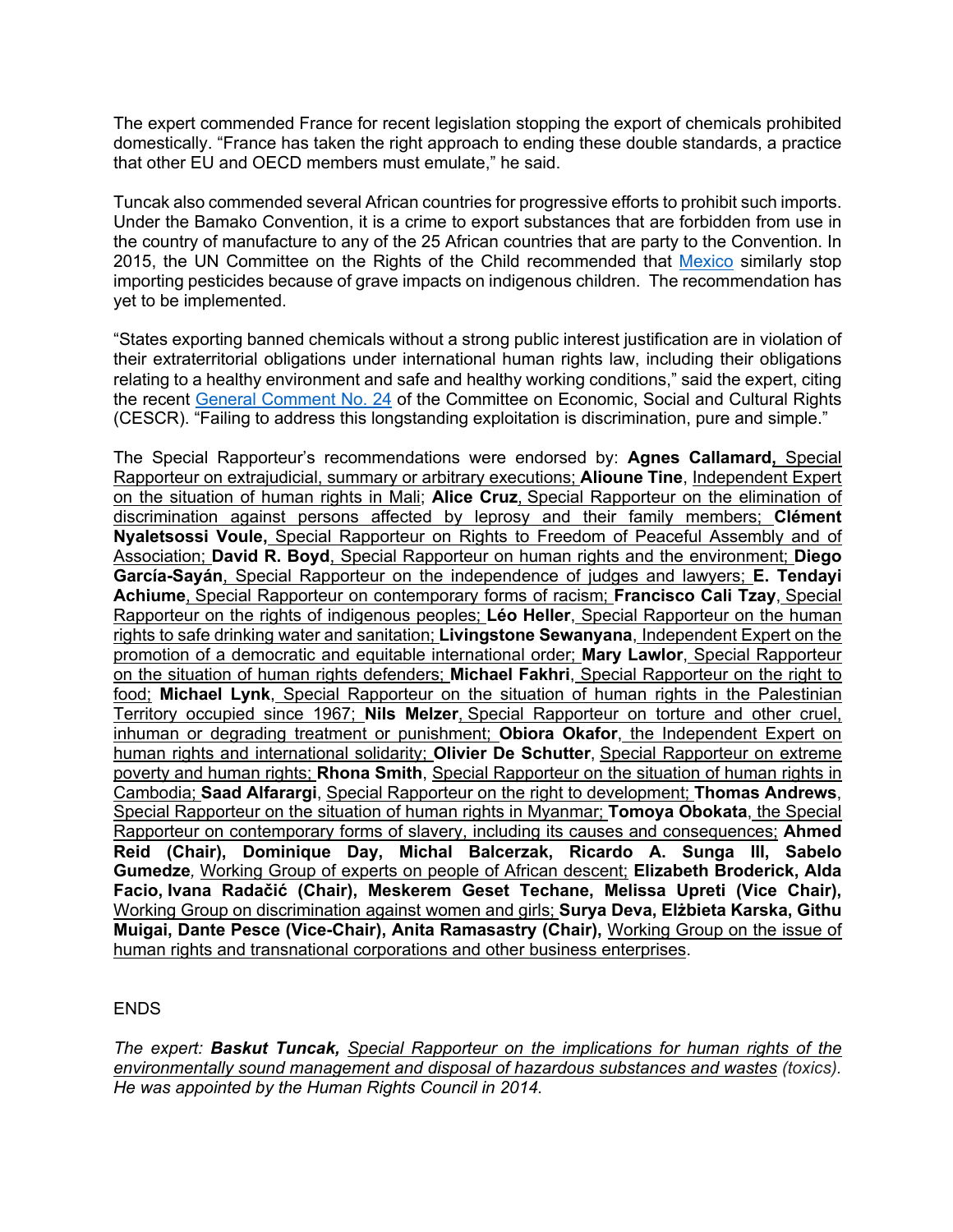The expert commended France for recent legislation stopping the export of chemicals prohibited domestically. “France has taken the right approach to ending these double standards, a practice that other EU and OECD members must emulate,” he said.

Tuncak also commended several African countries for progressive efforts to prohibit such imports. Under the Bamako Convention, it is a crime to export substances that are forbidden from use in the country of manufacture to any of the 25 African countries that are party to the Convention. In 2015, the UN Committee on the Rights of the Child recommended that Mexico similarly stop importing pesticides because of grave impacts on indigenous children. The recommendation has yet to be implemented.

“States exporting banned chemicals without a strong public interest justification are in violation of their extraterritorial obligations under international human rights law, including their obligations relating to a healthy environment and safe and healthy working conditions,” said the expert, citing the recent General Comment No. 24 of the Committee on Economic, Social and Cultural Rights (CESCR). “Failing to address this longstanding exploitation is discrimination, pure and simple.”

The Special Rapporteur’s recommendations were endorsed by: **Agnes Callamard,** Special Rapporteur on extrajudicial, summary or arbitrary executions; **Alioune Tine**, Independent Expert on the situation of human rights in Mali; **Alice Cruz**, Special Rapporteur on the elimination of discrimination against persons affected by leprosy and their family members; **Clément Nyaletsossi Voule,** Special Rapporteur on Rights to Freedom of Peaceful Assembly and of Association; **David R. Boyd**, Special Rapporteur on human rights and the environment; **Diego García-Sayán**, Special Rapporteur on the independence of judges and lawyers; **E. Tendayi Achiume**, Special Rapporteur on contemporary forms of racism; **Francisco Cali Tzay**, Special Rapporteur on the rights of indigenous peoples; **Léo Heller**, Special Rapporteur on the human rights to safe drinking water and sanitation; **Livingstone Sewanyana**, Independent Expert on the promotion of a democratic and equitable international order; **Mary Lawlor**, Special Rapporteur on the situation of human rights defenders; **Michael Fakhri**, Special Rapporteur on the right to food; **Michael Lynk**, Special Rapporteur on the situation of human rights in the Palestinian Territory occupied since 1967; **Nils Melzer**, Special Rapporteur on torture and other cruel, inhuman or degrading treatment or punishment; **Obiora Okafor**, the Independent Expert on human rights and international solidarity; **Olivier De Schutter**, Special Rapporteur on extreme poverty and human rights; **Rhona Smith**, Special Rapporteur on the situation of human rights in Cambodia; **Saad Alfarargi**, Special Rapporteur on the right to development; **Thomas Andrews**, Special Rapporteur on the situation of human rights in Myanmar; **Tomoya Obokata**, the Special Rapporteur on contemporary forms of slavery, including its causes and consequences; **Ahmed Reid (Chair), Dominique Day, Michal Balcerzak, Ricardo A. Sunga III, Sabelo Gumedze**, Working Group of experts on people of African descent; **Elizabeth Broderick, Alda Facio, Ivana Radačić (Chair), Meskerem Geset Techane, Melissa Upreti (Vice Chair),** Working Group on discrimination against women and girls; **Surya Deva, Elżbieta Karska, Githu Muigai, Dante Pesce (Vice-Chair), Anita Ramasastry (Chair),** Working Group on the issue of human rights and transnational corporations and other business enterprises.

ENDS

*The expert: **Baskut Tuncak,** Special Rapporteur on the implications for human rights of the environmentally sound management and disposal of hazardous substances and wastes (toxics). He was appointed by the Human Rights Council in 2014.*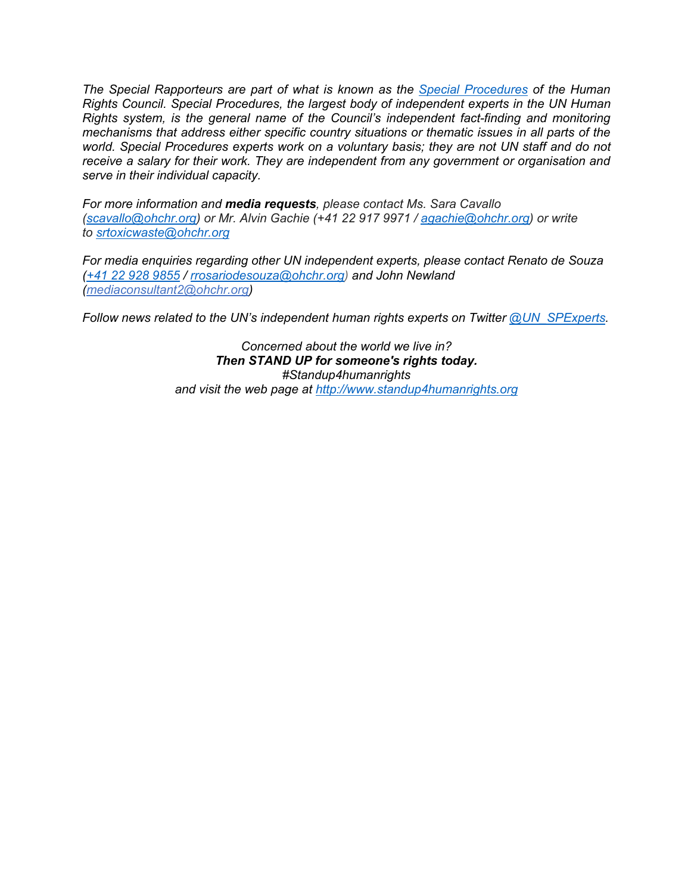*The Special Rapporteurs are part of what is known as the [Special Procedures](#) of the Human Rights Council. Special Procedures, the largest body of independent experts in the UN Human Rights system, is the general name of the Council's independent fact-finding and monitoring mechanisms that address either specific country situations or thematic issues in all parts of the world. Special Procedures experts work on a voluntary basis; they are not UN staff and do not receive a salary for their work. They are independent from any government or organisation and serve in their individual capacity.*

*For more information and* ***media requests****, please contact Ms. Sara Cavallo (scavallo@ohchr.org) or Mr. Alvin Gachie (+41 22 917 9971 / agachie@ohchr.org) or write to srtoxicwaste@ohchr.org*

*For media enquiries regarding other UN independent experts, please contact Renato de Souza (+41 22 928 9855 / rrosariodesouza@ohchr.org) and John Newland (mediaconsultant2@ohchr.org)*

*Follow news related to the UN's independent human rights experts on Twitter @UN_SPExperts.*

*Concerned about the world we live in?*
***Then STAND UP for someone's rights today.***
*#Standup4humanrights*
*and visit the web page at http://www.standup4humanrights.org*